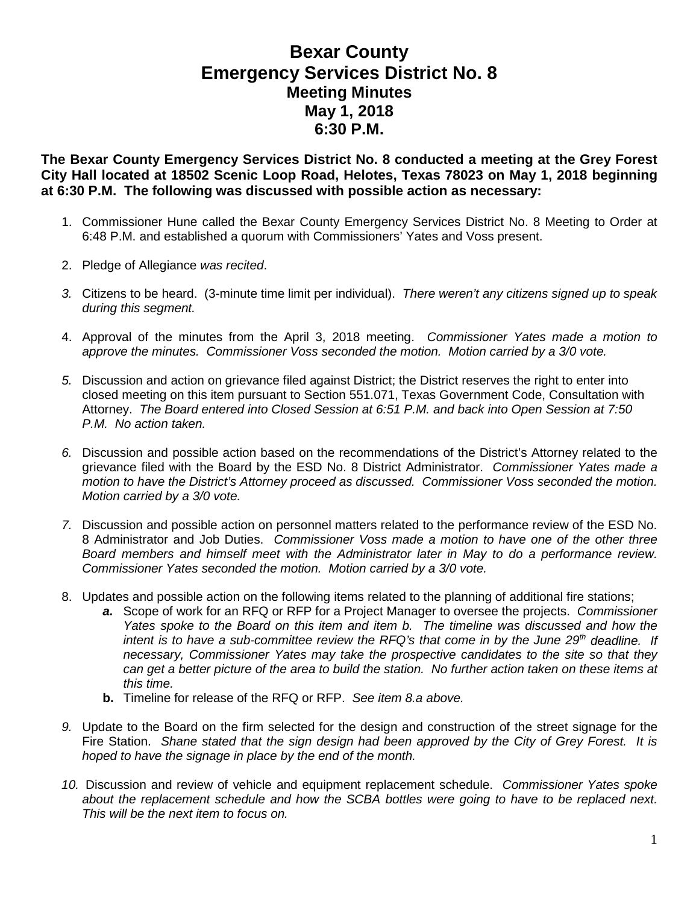# Bexar County
# Emergency Services District No. 8
## Meeting Minutes
## May 1, 2018
## 6:30 P.M.

**The Bexar County Emergency Services District No. 8 conducted a meeting at the Grey Forest City Hall located at 18502 Scenic Loop Road, Helotes, Texas 78023 on May 1, 2018 beginning at 6:30 P.M. The following was discussed with possible action as necessary:**

1. Commissioner Hune called the Bexar County Emergency Services District No. 8 Meeting to Order at 6:48 P.M. and established a quorum with Commissioners' Yates and Voss present.

2. Pledge of Allegiance *was recited*.

3. Citizens to be heard. (3-minute time limit per individual). *There weren't any citizens signed up to speak during this segment.*

4. Approval of the minutes from the April 3, 2018 meeting. *Commissioner Yates made a motion to approve the minutes. Commissioner Voss seconded the motion. Motion carried by a 3/0 vote.*

5. Discussion and action on grievance filed against District; the District reserves the right to enter into closed meeting on this item pursuant to Section 551.071, Texas Government Code, Consultation with Attorney. *The Board entered into Closed Session at 6:51 P.M. and back into Open Session at 7:50 P.M. No action taken.*

6. Discussion and possible action based on the recommendations of the District's Attorney related to the grievance filed with the Board by the ESD No. 8 District Administrator. *Commissioner Yates made a motion to have the District's Attorney proceed as discussed. Commissioner Voss seconded the motion. Motion carried by a 3/0 vote.*

7. Discussion and possible action on personnel matters related to the performance review of the ESD No. 8 Administrator and Job Duties. *Commissioner Voss made a motion to have one of the other three Board members and himself meet with the Administrator later in May to do a performance review. Commissioner Yates seconded the motion. Motion carried by a 3/0 vote.*

8. Updates and possible action on the following items related to the planning of additional fire stations;
   - ***a.*** Scope of work for an RFQ or RFP for a Project Manager to oversee the projects. *Commissioner Yates spoke to the Board on this item and item b. The timeline was discussed and how the intent is to have a sub-committee review the RFQ's that come in by the June 29th deadline. If necessary, Commissioner Yates may take the prospective candidates to the site so that they can get a better picture of the area to build the station. No further action taken on these items at this time.*
   - **b.** Timeline for release of the RFQ or RFP. *See item 8.a above.*

9. Update to the Board on the firm selected for the design and construction of the street signage for the Fire Station. *Shane stated that the sign design had been approved by the City of Grey Forest. It is hoped to have the signage in place by the end of the month.*

10. Discussion and review of vehicle and equipment replacement schedule. *Commissioner Yates spoke about the replacement schedule and how the SCBA bottles were going to have to be replaced next. This will be the next item to focus on.*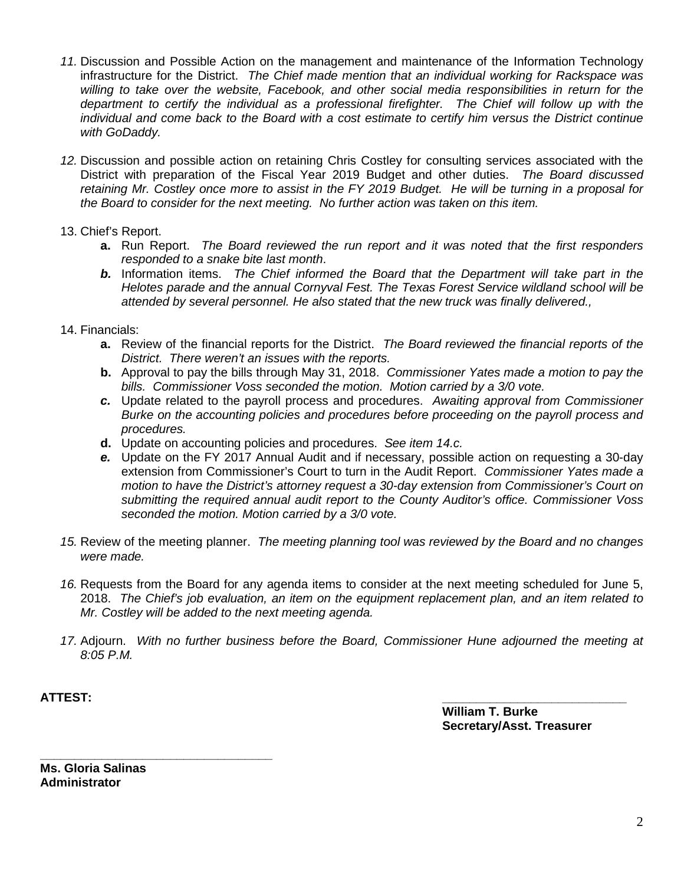*11.* Discussion and Possible Action on the management and maintenance of the Information Technology infrastructure for the District. *The Chief made mention that an individual working for Rackspace was willing to take over the website, Facebook, and other social media responsibilities in return for the department to certify the individual as a professional firefighter. The Chief will follow up with the individual and come back to the Board with a cost estimate to certify him versus the District continue with GoDaddy.*

*12.* Discussion and possible action on retaining Chris Costley for consulting services associated with the District with preparation of the Fiscal Year 2019 Budget and other duties. *The Board discussed retaining Mr. Costley once more to assist in the FY 2019 Budget. He will be turning in a proposal for the Board to consider for the next meeting. No further action was taken on this item.*

13. Chief's Report.

   **a.** Run Report. *The Board reviewed the run report and it was noted that the first responders responded to a snake bite last month*.

   ***b.*** Information items. *The Chief informed the Board that the Department will take part in the Helotes parade and the annual Cornyval Fest. The Texas Forest Service wildland school will be attended by several personnel. He also stated that the new truck was finally delivered.,*

14. Financials:

   **a.** Review of the financial reports for the District. *The Board reviewed the financial reports of the District. There weren't an issues with the reports.*

   **b.** Approval to pay the bills through May 31, 2018. *Commissioner Yates made a motion to pay the bills. Commissioner Voss seconded the motion. Motion carried by a 3/0 vote.*

   ***c.*** Update related to the payroll process and procedures. *Awaiting approval from Commissioner Burke on the accounting policies and procedures before proceeding on the payroll process and procedures.*

   **d.** Update on accounting policies and procedures. *See item 14.c.*

   ***e.*** Update on the FY 2017 Annual Audit and if necessary, possible action on requesting a 30-day extension from Commissioner's Court to turn in the Audit Report. *Commissioner Yates made a motion to have the District's attorney request a 30-day extension from Commissioner's Court on submitting the required annual audit report to the County Auditor's office. Commissioner Voss seconded the motion. Motion carried by a 3/0 vote.*

*15.* Review of the meeting planner. *The meeting planning tool was reviewed by the Board and no changes were made.*

*16.* Requests from the Board for any agenda items to consider at the next meeting scheduled for June 5, 2018. *The Chief's job evaluation, an item on the equipment replacement plan, and an item related to Mr. Costley will be added to the next meeting agenda.*

*17.* Adjourn. *With no further business before the Board, Commissioner Hune adjourned the meeting at 8:05 P.M.*

**ATTEST:**

\_\_\_\_\_\_\_\_\_\_\_\_\_\_\_\_\_\_\_\_\_\_\_\_\_\_\_\_
**William T. Burke**
**Secretary/Asst. Treasurer**

\_\_\_\_\_\_\_\_\_\_\_\_\_\_\_\_\_\_\_\_\_\_\_\_\_\_\_\_\_\_\_\_\_\_\_\_
**Ms. Gloria Salinas**
**Administrator**